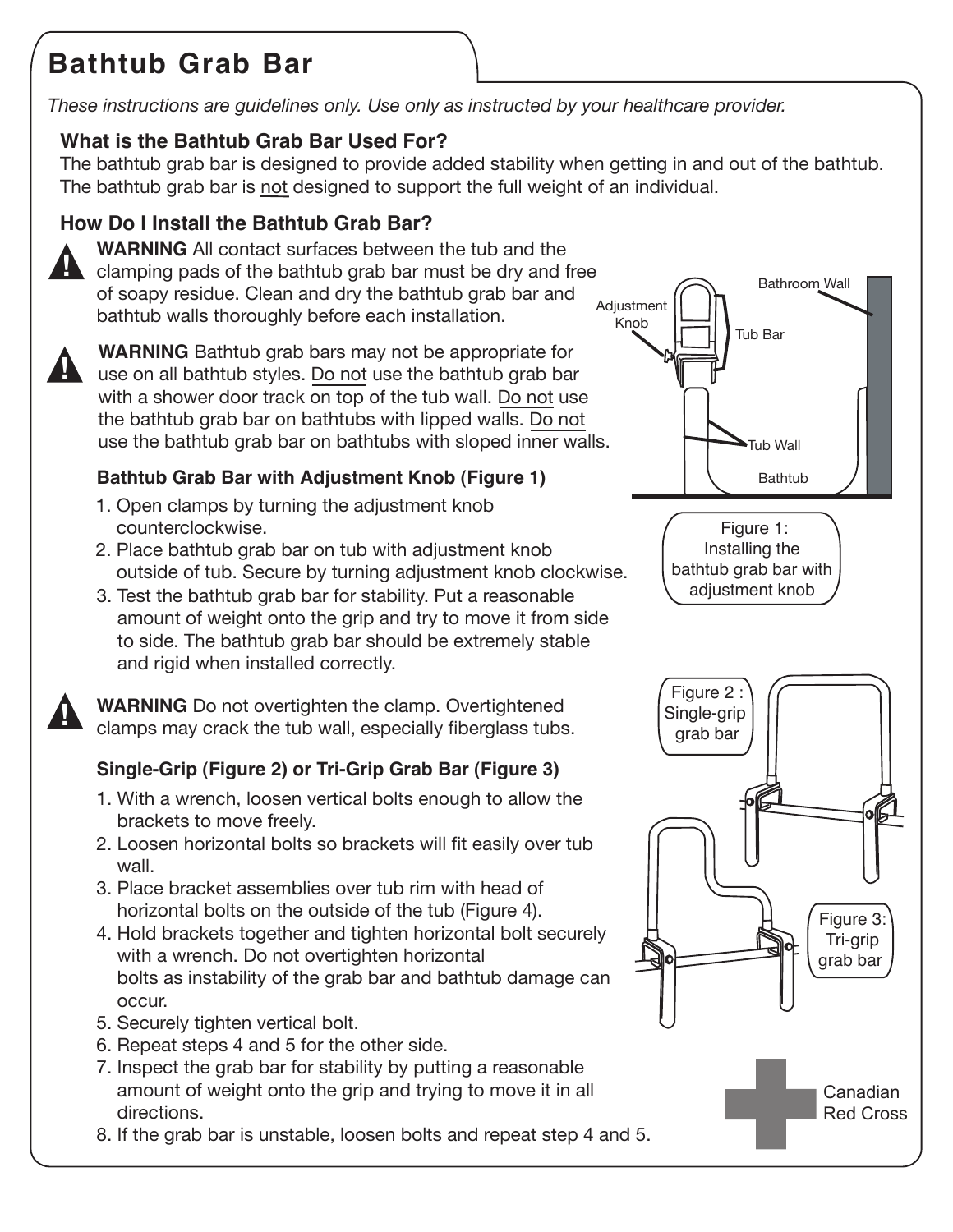# Bathtub Grab Bar

*These instructions are guidelines only. Use only as instructed by your healthcare provider.*

## What is the Bathtub Grab Bar Used For?

The bathtub grab bar is designed to provide added stability when getting in and out of the bathtub. The bathtub grab bar is not designed to support the full weight of an individual.

## How Do I Install the Bathtub Grab Bar?

**WARNING** All contact surfaces between the tub and the clamping pads of the bathtub grab bar must be dry and free of soapy residue. Clean and dry the bathtub grab bar and bathtub walls thoroughly before each installation.

**WARNING** Bathtub grab bars may not be appropriate for use on all bathtub styles. Do not use the bathtub grab bar with a shower door track on top of the tub wall. Do not use the bathtub grab bar on bathtubs with lipped walls. Do not use the bathtub grab bar on bathtubs with sloped inner walls.

### Bathtub Grab Bar with Adjustment Knob (Figure 1)

1. Open clamps by turning the adjustment knob counterclockwise.
2. Place bathtub grab bar on tub with adjustment knob outside of tub. Secure by turning adjustment knob clockwise.
3. Test the bathtub grab bar for stability. Put a reasonable amount of weight onto the grip and try to move it from side to side. The bathtub grab bar should be extremely stable and rigid when installed correctly.

Adjustment Knob, Tub Bar, Bathroom Wall, Tub Wall, Bathtub

Figure 1: Installing the bathtub grab bar with adjustment knob

**WARNING** Do not overtighten the clamp. Overtightened clamps may crack the tub wall, especially fiberglass tubs.

### Single-Grip (Figure 2) or Tri-Grip Grab Bar (Figure 3)

1. With a wrench, loosen vertical bolts enough to allow the brackets to move freely.
2. Loosen horizontal bolts so brackets will fit easily over tub wall.
3. Place bracket assemblies over tub rim with head of horizontal bolts on the outside of the tub (Figure 4).
4. Hold brackets together and tighten horizontal bolt securely with a wrench. Do not overtighten horizontal bolts as instability of the grab bar and bathtub damage can occur.
5. Securely tighten vertical bolt.
6. Repeat steps 4 and 5 for the other side.
7. Inspect the grab bar for stability by putting a reasonable amount of weight onto the grip and trying to move it in all directions.
8. If the grab bar is unstable, loosen bolts and repeat step 4 and 5.

Figure 2 : Single-grip grab bar

Figure 3: Tri-grip grab bar

Canadian Red Cross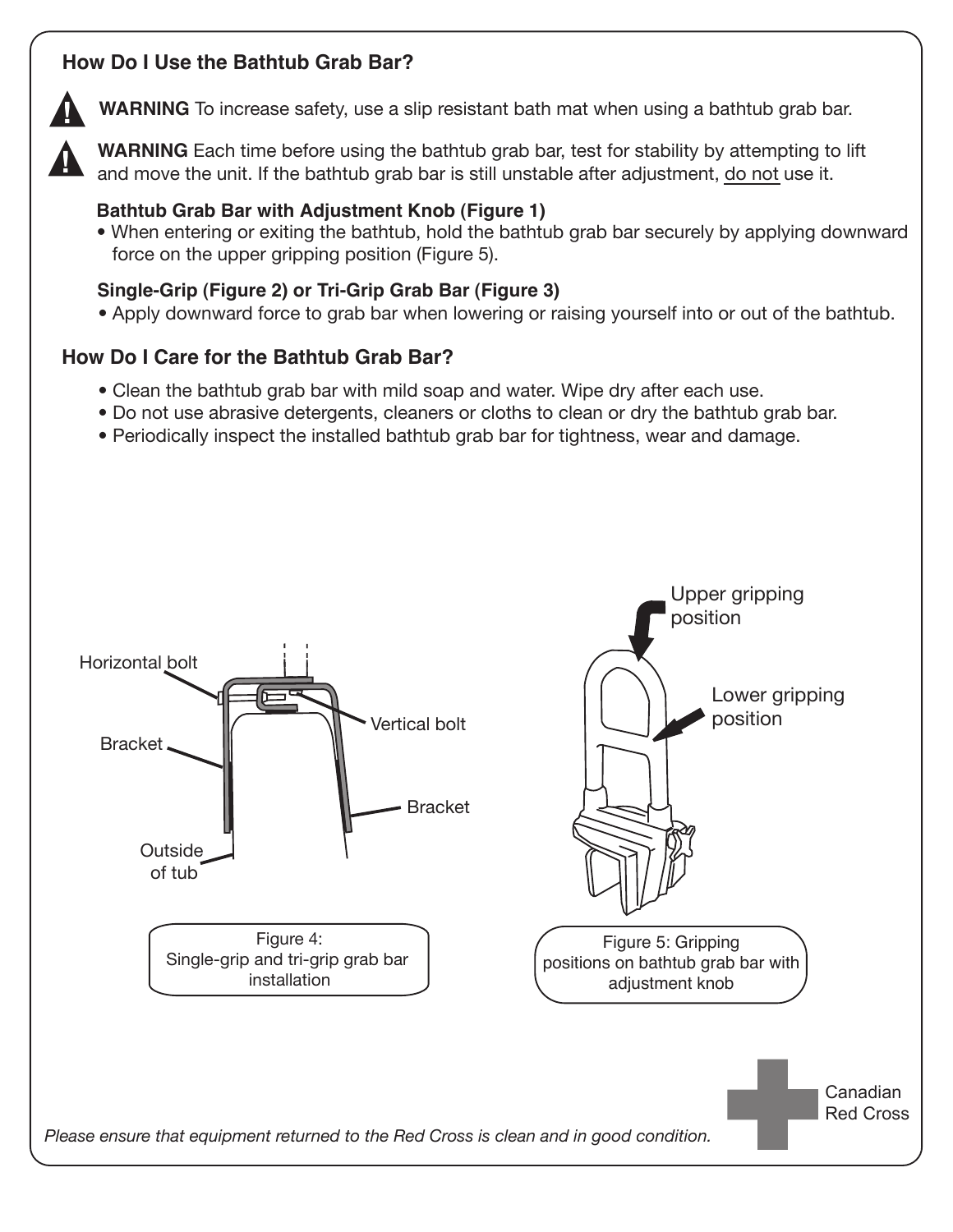## How Do I Use the Bathtub Grab Bar?

**WARNING** To increase safety, use a slip resistant bath mat when using a bathtub grab bar.

**WARNING** Each time before using the bathtub grab bar, test for stability by attempting to lift and move the unit. If the bathtub grab bar is still unstable after adjustment, do not use it.

### Bathtub Grab Bar with Adjustment Knob (Figure 1)

- When entering or exiting the bathtub, hold the bathtub grab bar securely by applying downward force on the upper gripping position (Figure 5).

### Single-Grip (Figure 2) or Tri-Grip Grab Bar (Figure 3)

- Apply downward force to grab bar when lowering or raising yourself into or out of the bathtub.

## How Do I Care for the Bathtub Grab Bar?

- Clean the bathtub grab bar with mild soap and water. Wipe dry after each use.
- Do not use abrasive detergents, cleaners or cloths to clean or dry the bathtub grab bar.
- Periodically inspect the installed bathtub grab bar for tightness, wear and damage.

Horizontal bolt

Vertical bolt

Bracket

Bracket

Outside of tub

Figure 4: Single-grip and tri-grip grab bar installation

Upper gripping position

Lower gripping position

Figure 5: Gripping positions on bathtub grab bar with adjustment knob

*Please ensure that equipment returned to the Red Cross is clean and in good condition.*

Canadian Red Cross